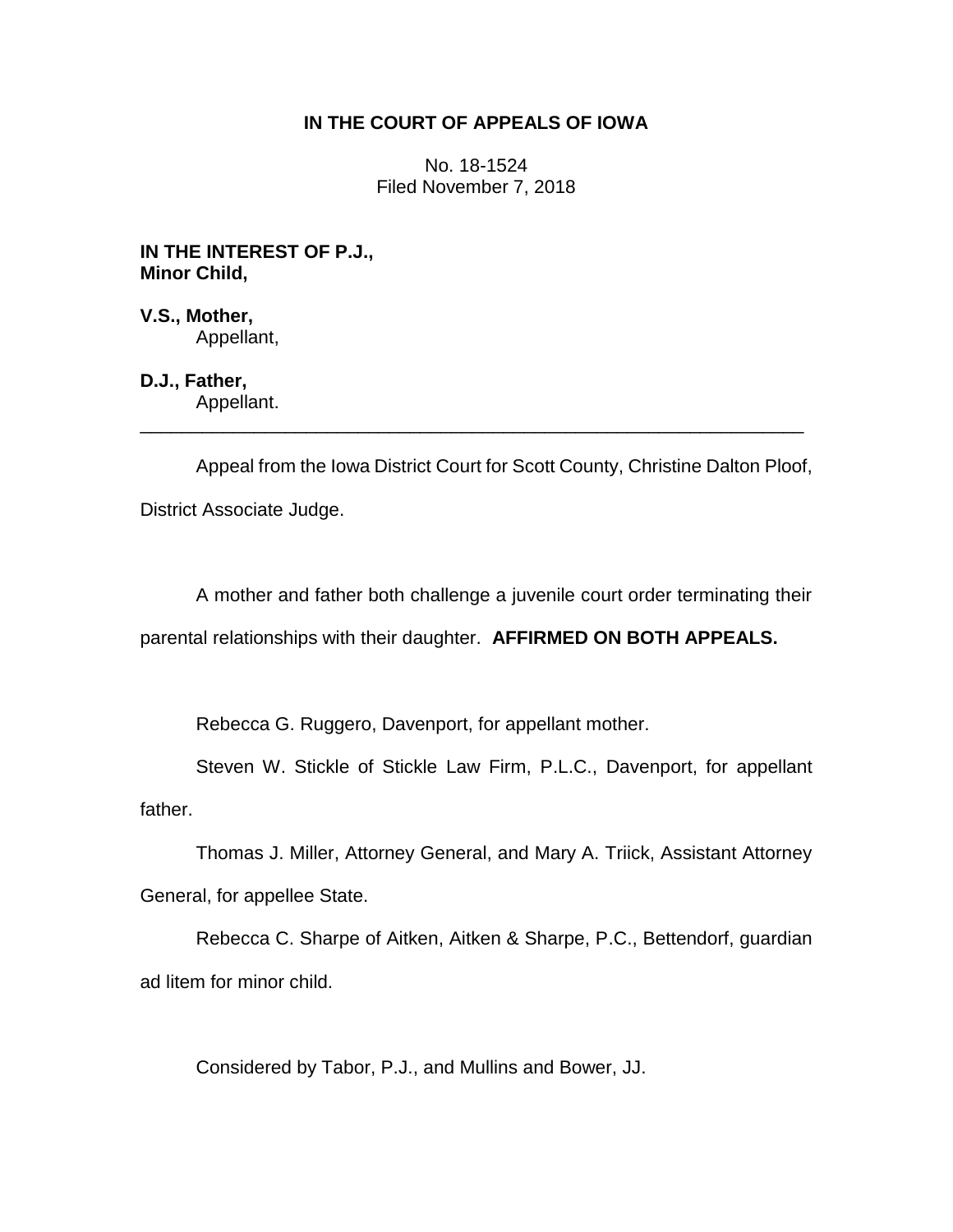# IN THE COURT OF APPEALS OF IOWA

No. 18-1524
Filed November 7, 2018

**IN THE INTEREST OF P.J., Minor Child,**

**V.S., Mother,**
Appellant,

**D.J., Father,**
Appellant.

---

Appeal from the Iowa District Court for Scott County, Christine Dalton Ploof, District Associate Judge.

A mother and father both challenge a juvenile court order terminating their parental relationships with their daughter. **AFFIRMED ON BOTH APPEALS.**

Rebecca G. Ruggero, Davenport, for appellant mother.

Steven W. Stickle of Stickle Law Firm, P.L.C., Davenport, for appellant father.

Thomas J. Miller, Attorney General, and Mary A. Triick, Assistant Attorney General, for appellee State.

Rebecca C. Sharpe of Aitken, Aitken & Sharpe, P.C., Bettendorf, guardian ad litem for minor child.

Considered by Tabor, P.J., and Mullins and Bower, JJ.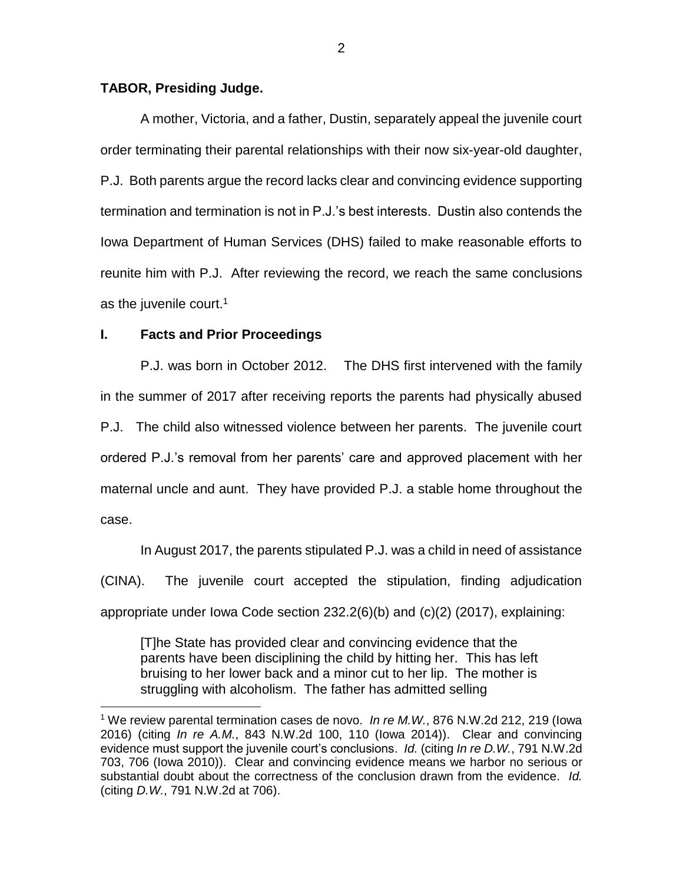**TABOR, Presiding Judge.**

A mother, Victoria, and a father, Dustin, separately appeal the juvenile court order terminating their parental relationships with their now six-year-old daughter, P.J. Both parents argue the record lacks clear and convincing evidence supporting termination and termination is not in P.J.'s best interests. Dustin also contends the Iowa Department of Human Services (DHS) failed to make reasonable efforts to reunite him with P.J. After reviewing the record, we reach the same conclusions as the juvenile court.[1]

## I. Facts and Prior Proceedings

P.J. was born in October 2012. The DHS first intervened with the family in the summer of 2017 after receiving reports the parents had physically abused P.J. The child also witnessed violence between her parents. The juvenile court ordered P.J.'s removal from her parents' care and approved placement with her maternal uncle and aunt. They have provided P.J. a stable home throughout the case.

In August 2017, the parents stipulated P.J. was a child in need of assistance (CINA). The juvenile court accepted the stipulation, finding adjudication appropriate under Iowa Code section 232.2(6)(b) and (c)(2) (2017), explaining:

> [T]he State has provided clear and convincing evidence that the parents have been disciplining the child by hitting her. This has left bruising to her lower back and a minor cut to her lip. The mother is struggling with alcoholism. The father has admitted selling

[1] We review parental termination cases de novo. *In re M.W.*, 876 N.W.2d 212, 219 (Iowa 2016) (citing *In re A.M.*, 843 N.W.2d 100, 110 (Iowa 2014)). Clear and convincing evidence must support the juvenile court's conclusions. *Id.* (citing *In re D.W.*, 791 N.W.2d 703, 706 (Iowa 2010)). Clear and convincing evidence means we harbor no serious or substantial doubt about the correctness of the conclusion drawn from the evidence. *Id.* (citing *D.W.*, 791 N.W.2d at 706).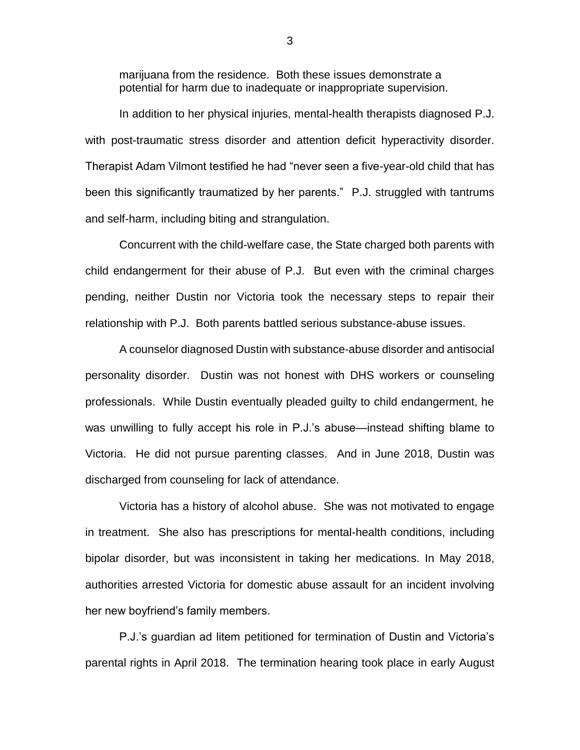> marijuana from the residence. Both these issues demonstrate a potential for harm due to inadequate or inappropriate supervision.

In addition to her physical injuries, mental-health therapists diagnosed P.J. with post-traumatic stress disorder and attention deficit hyperactivity disorder. Therapist Adam Vilmont testified he had "never seen a five-year-old child that has been this significantly traumatized by her parents." P.J. struggled with tantrums and self-harm, including biting and strangulation.

Concurrent with the child-welfare case, the State charged both parents with child endangerment for their abuse of P.J. But even with the criminal charges pending, neither Dustin nor Victoria took the necessary steps to repair their relationship with P.J. Both parents battled serious substance-abuse issues.

A counselor diagnosed Dustin with substance-abuse disorder and antisocial personality disorder. Dustin was not honest with DHS workers or counseling professionals. While Dustin eventually pleaded guilty to child endangerment, he was unwilling to fully accept his role in P.J.'s abuse—instead shifting blame to Victoria. He did not pursue parenting classes. And in June 2018, Dustin was discharged from counseling for lack of attendance.

Victoria has a history of alcohol abuse. She was not motivated to engage in treatment. She also has prescriptions for mental-health conditions, including bipolar disorder, but was inconsistent in taking her medications. In May 2018, authorities arrested Victoria for domestic abuse assault for an incident involving her new boyfriend's family members.

P.J.'s guardian ad litem petitioned for termination of Dustin and Victoria's parental rights in April 2018. The termination hearing took place in early August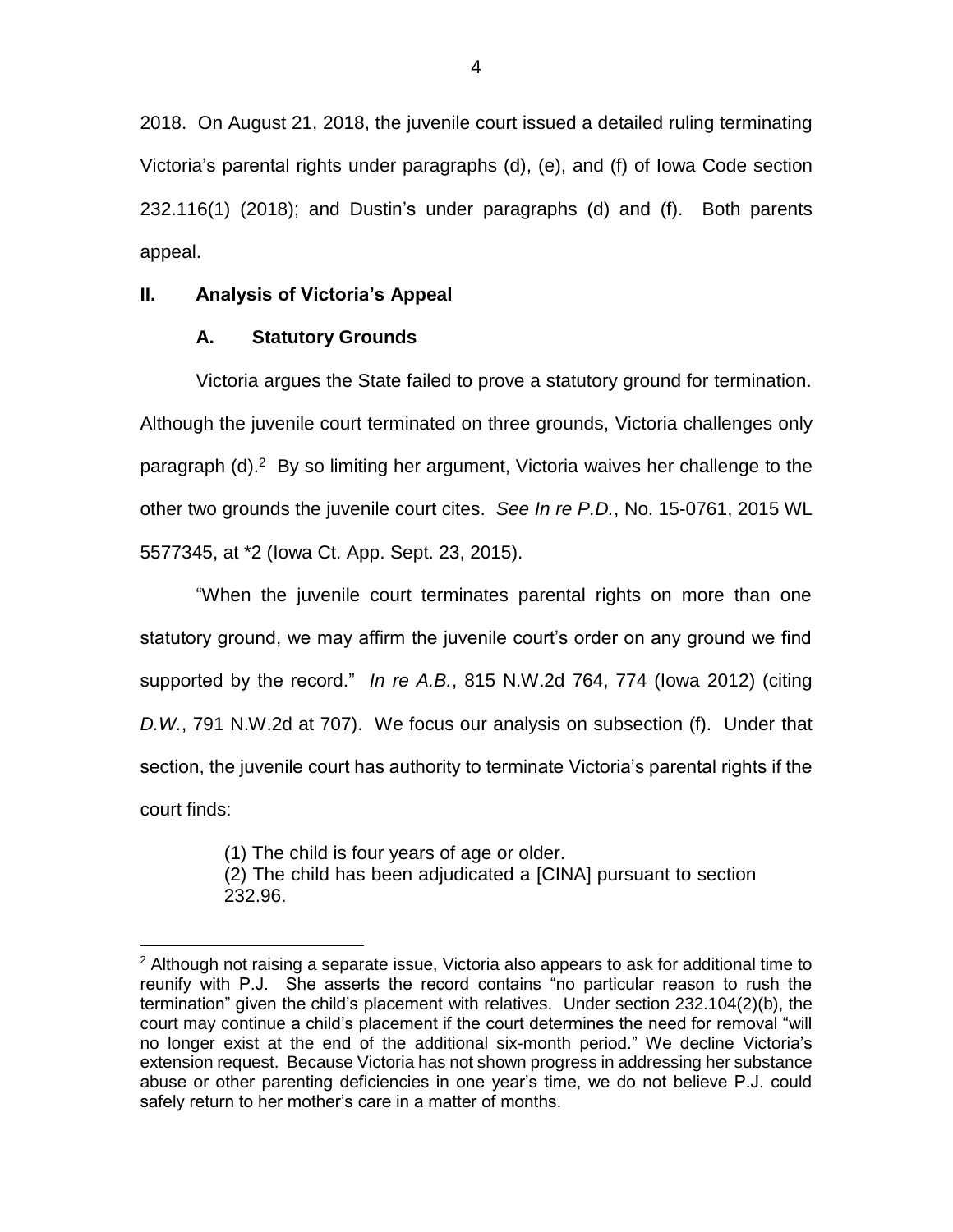2018. On August 21, 2018, the juvenile court issued a detailed ruling terminating Victoria's parental rights under paragraphs (d), (e), and (f) of Iowa Code section 232.116(1) (2018); and Dustin's under paragraphs (d) and (f). Both parents appeal.

## II. Analysis of Victoria's Appeal

### A. Statutory Grounds

Victoria argues the State failed to prove a statutory ground for termination. Although the juvenile court terminated on three grounds, Victoria challenges only paragraph (d).[2] By so limiting her argument, Victoria waives her challenge to the other two grounds the juvenile court cites. *See In re P.D.*, No. 15-0761, 2015 WL 5577345, at *2 (Iowa Ct. App. Sept. 23, 2015).

"When the juvenile court terminates parental rights on more than one statutory ground, we may affirm the juvenile court's order on any ground we find supported by the record." *In re A.B.*, 815 N.W.2d 764, 774 (Iowa 2012) (citing *D.W.*, 791 N.W.2d at 707). We focus our analysis on subsection (f). Under that section, the juvenile court has authority to terminate Victoria's parental rights if the court finds:

> (1) The child is four years of age or older.
> (2) The child has been adjudicated a [CINA] pursuant to section 232.96.

---

[2] Although not raising a separate issue, Victoria also appears to ask for additional time to reunify with P.J. She asserts the record contains "no particular reason to rush the termination" given the child's placement with relatives. Under section 232.104(2)(b), the court may continue a child's placement if the court determines the need for removal "will no longer exist at the end of the additional six-month period." We decline Victoria's extension request. Because Victoria has not shown progress in addressing her substance abuse or other parenting deficiencies in one year's time, we do not believe P.J. could safely return to her mother's care in a matter of months.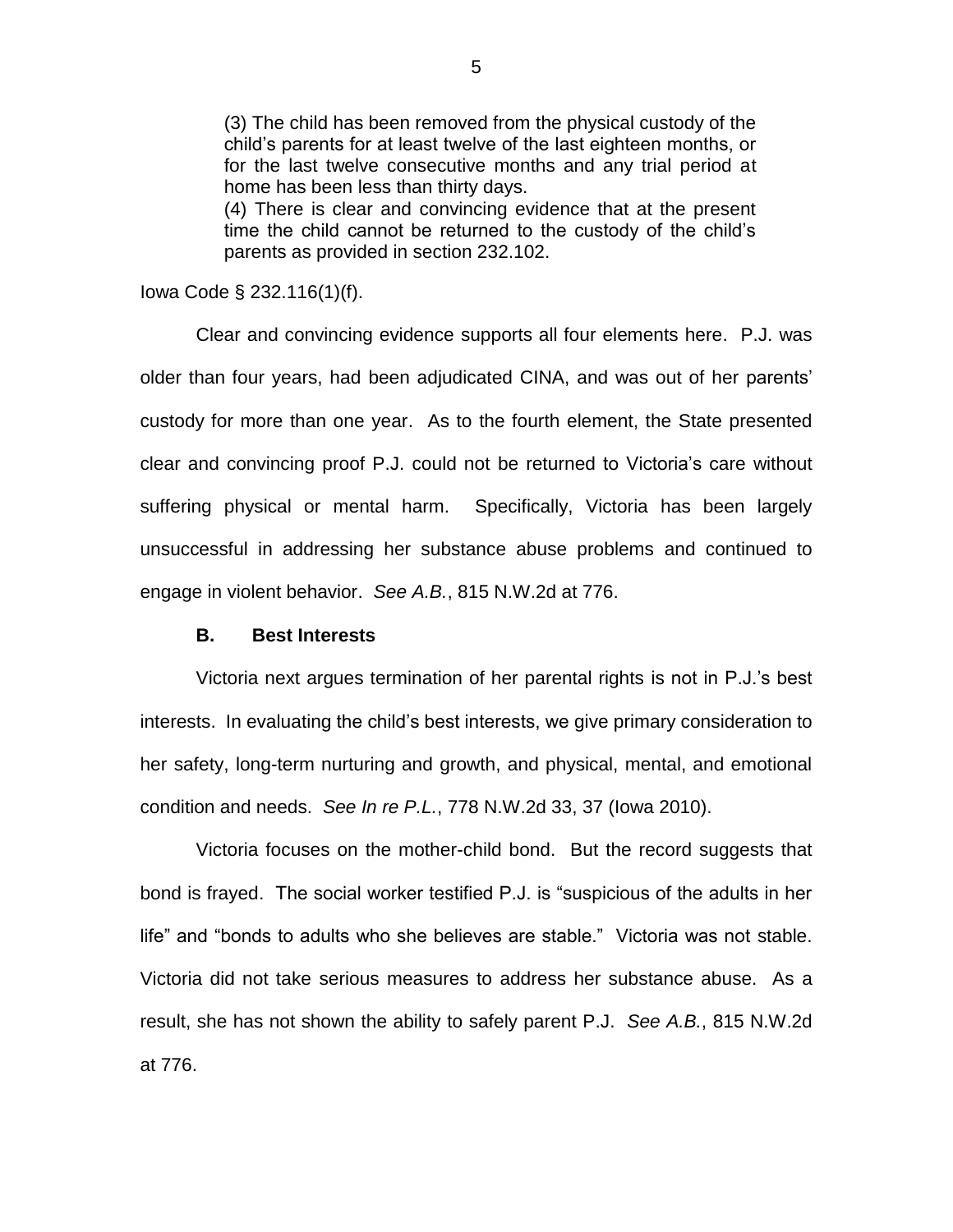> (3) The child has been removed from the physical custody of the child's parents for at least twelve of the last eighteen months, or for the last twelve consecutive months and any trial period at home has been less than thirty days.
>
> (4) There is clear and convincing evidence that at the present time the child cannot be returned to the custody of the child's parents as provided in section 232.102.

Iowa Code § 232.116(1)(f).

Clear and convincing evidence supports all four elements here. P.J. was older than four years, had been adjudicated CINA, and was out of her parents' custody for more than one year. As to the fourth element, the State presented clear and convincing proof P.J. could not be returned to Victoria's care without suffering physical or mental harm. Specifically, Victoria has been largely unsuccessful in addressing her substance abuse problems and continued to engage in violent behavior. *See A.B.*, 815 N.W.2d at 776.

### B. Best Interests

Victoria next argues termination of her parental rights is not in P.J.'s best interests. In evaluating the child's best interests, we give primary consideration to her safety, long-term nurturing and growth, and physical, mental, and emotional condition and needs. *See In re P.L.*, 778 N.W.2d 33, 37 (Iowa 2010).

Victoria focuses on the mother-child bond. But the record suggests that bond is frayed. The social worker testified P.J. is "suspicious of the adults in her life" and "bonds to adults who she believes are stable." Victoria was not stable. Victoria did not take serious measures to address her substance abuse. As a result, she has not shown the ability to safely parent P.J. *See A.B.*, 815 N.W.2d at 776.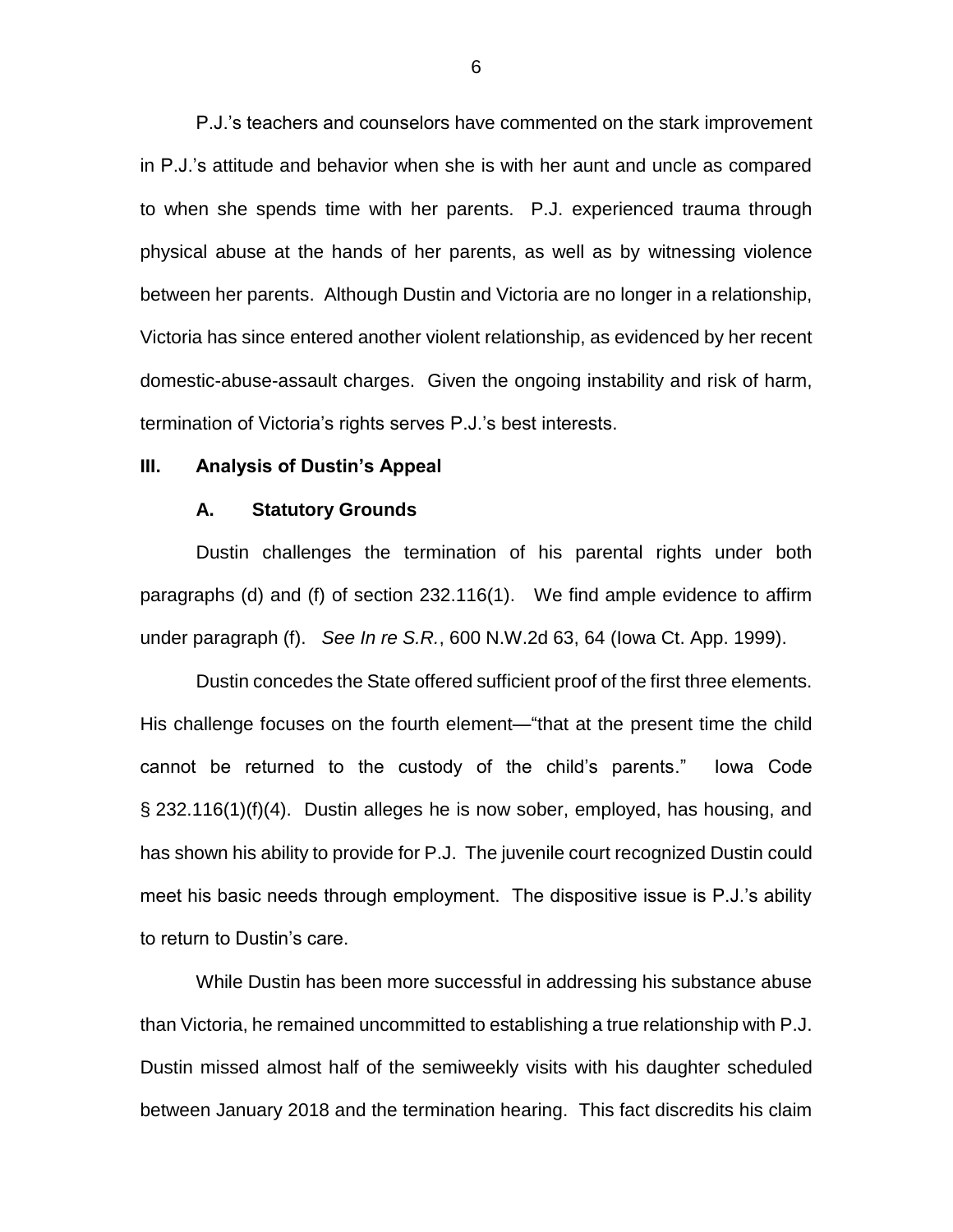P.J.'s teachers and counselors have commented on the stark improvement in P.J.'s attitude and behavior when she is with her aunt and uncle as compared to when she spends time with her parents. P.J. experienced trauma through physical abuse at the hands of her parents, as well as by witnessing violence between her parents. Although Dustin and Victoria are no longer in a relationship, Victoria has since entered another violent relationship, as evidenced by her recent domestic-abuse-assault charges. Given the ongoing instability and risk of harm, termination of Victoria's rights serves P.J.'s best interests.

## III. Analysis of Dustin's Appeal

### A. Statutory Grounds

Dustin challenges the termination of his parental rights under both paragraphs (d) and (f) of section 232.116(1). We find ample evidence to affirm under paragraph (f). *See In re S.R.*, 600 N.W.2d 63, 64 (Iowa Ct. App. 1999).

Dustin concedes the State offered sufficient proof of the first three elements. His challenge focuses on the fourth element—"that at the present time the child cannot be returned to the custody of the child's parents." Iowa Code § 232.116(1)(f)(4). Dustin alleges he is now sober, employed, has housing, and has shown his ability to provide for P.J. The juvenile court recognized Dustin could meet his basic needs through employment. The dispositive issue is P.J.'s ability to return to Dustin's care.

While Dustin has been more successful in addressing his substance abuse than Victoria, he remained uncommitted to establishing a true relationship with P.J. Dustin missed almost half of the semiweekly visits with his daughter scheduled between January 2018 and the termination hearing. This fact discredits his claim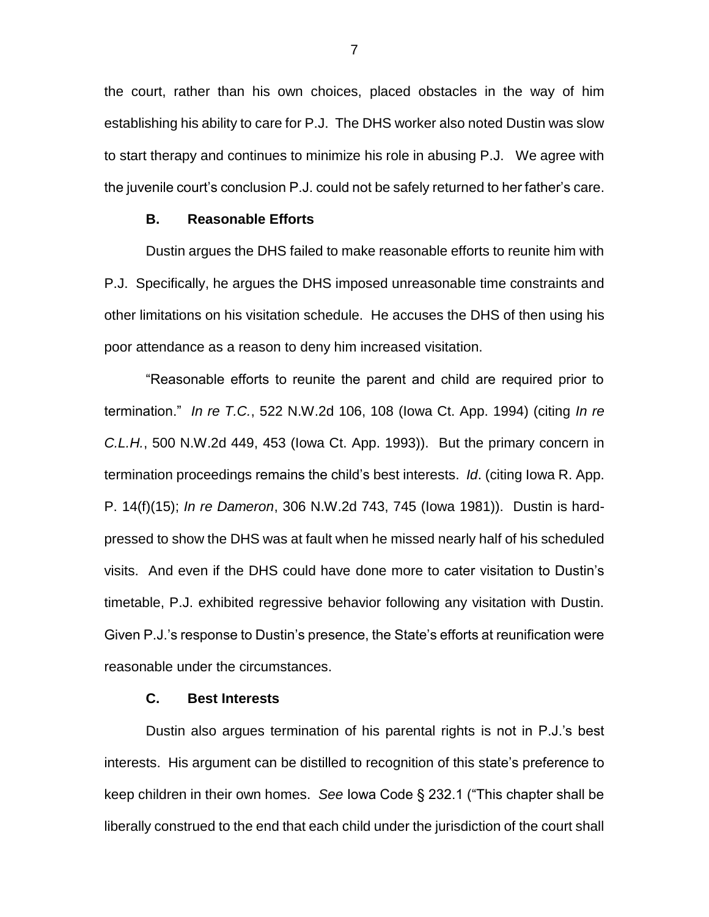the court, rather than his own choices, placed obstacles in the way of him establishing his ability to care for P.J. The DHS worker also noted Dustin was slow to start therapy and continues to minimize his role in abusing P.J. We agree with the juvenile court's conclusion P.J. could not be safely returned to her father's care.

### B. Reasonable Efforts

Dustin argues the DHS failed to make reasonable efforts to reunite him with P.J. Specifically, he argues the DHS imposed unreasonable time constraints and other limitations on his visitation schedule. He accuses the DHS of then using his poor attendance as a reason to deny him increased visitation.

"Reasonable efforts to reunite the parent and child are required prior to termination." *In re T.C.*, 522 N.W.2d 106, 108 (Iowa Ct. App. 1994) (citing *In re C.L.H.*, 500 N.W.2d 449, 453 (Iowa Ct. App. 1993)). But the primary concern in termination proceedings remains the child's best interests. *Id*. (citing Iowa R. App. P. 14(f)(15); *In re Dameron*, 306 N.W.2d 743, 745 (Iowa 1981)). Dustin is hard-pressed to show the DHS was at fault when he missed nearly half of his scheduled visits. And even if the DHS could have done more to cater visitation to Dustin's timetable, P.J. exhibited regressive behavior following any visitation with Dustin. Given P.J.'s response to Dustin's presence, the State's efforts at reunification were reasonable under the circumstances.

### C. Best Interests

Dustin also argues termination of his parental rights is not in P.J.'s best interests. His argument can be distilled to recognition of this state's preference to keep children in their own homes. *See* Iowa Code § 232.1 ("This chapter shall be liberally construed to the end that each child under the jurisdiction of the court shall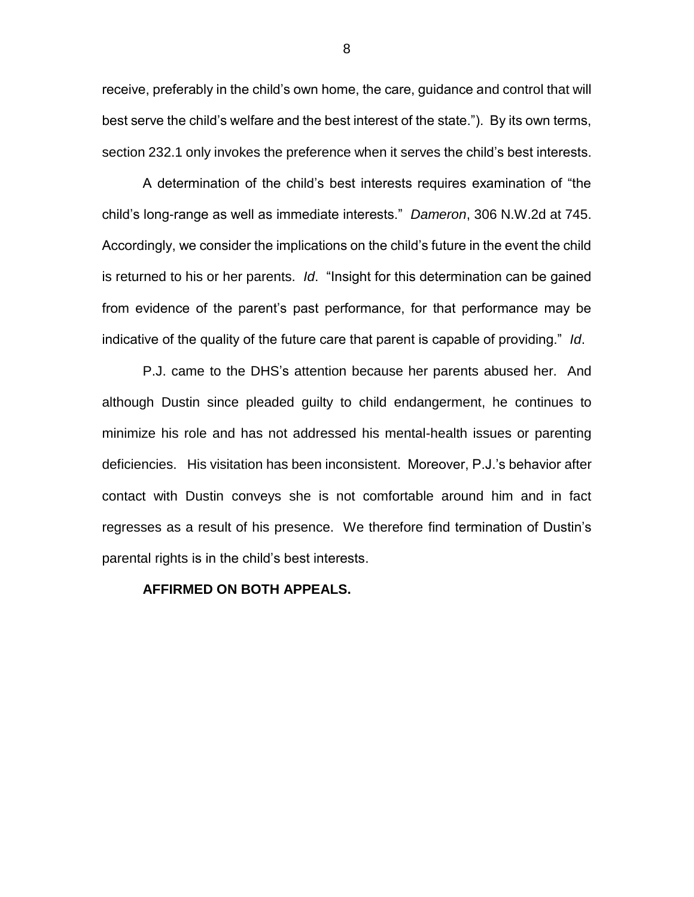receive, preferably in the child's own home, the care, guidance and control that will best serve the child's welfare and the best interest of the state."). By its own terms, section 232.1 only invokes the preference when it serves the child's best interests.

A determination of the child's best interests requires examination of "the child's long-range as well as immediate interests." *Dameron*, 306 N.W.2d at 745. Accordingly, we consider the implications on the child's future in the event the child is returned to his or her parents. *Id*. "Insight for this determination can be gained from evidence of the parent's past performance, for that performance may be indicative of the quality of the future care that parent is capable of providing." *Id*.

P.J. came to the DHS's attention because her parents abused her. And although Dustin since pleaded guilty to child endangerment, he continues to minimize his role and has not addressed his mental-health issues or parenting deficiencies. His visitation has been inconsistent. Moreover, P.J.'s behavior after contact with Dustin conveys she is not comfortable around him and in fact regresses as a result of his presence. We therefore find termination of Dustin's parental rights is in the child's best interests.

**AFFIRMED ON BOTH APPEALS.**